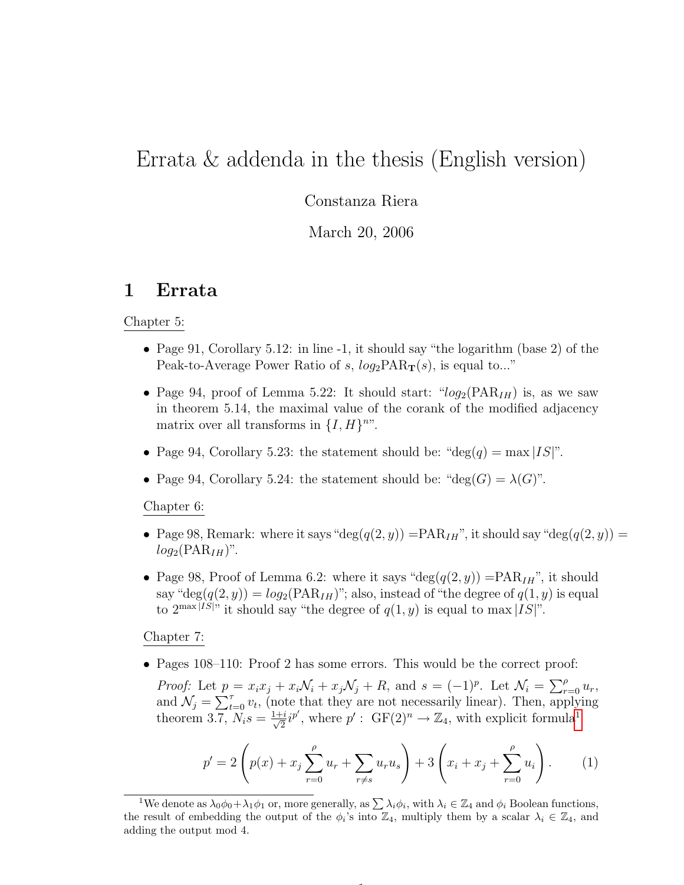# Errata & addenda in the thesis (English version)

Constanza Riera

March 20, 2006

## 1 Errata

Chapter 5:

- Page 91, Corollary 5.12: in line -1, it should say "the logarithm (base 2) of the Peak-to-Average Power Ratio of $s$, $log_2\text{PAR}_{\mathbf{T}}(s)$, is equal to..."
- Page 94, proof of Lemma 5.22: It should start: "$log_2(\text{PAR}_{IH})$ is, as we saw in theorem 5.14, the maximal value of the corank of the modified adjacency matrix over all transforms in $\{I, H\}^n$".
- Page 94, Corollary 5.23: the statement should be: "$\deg(q) = \max |IS|$".
- Page 94, Corollary 5.24: the statement should be: "$\deg(G) = \lambda(G)$".

Chapter 6:

- Page 98, Remark: where it says "$\deg(q(2, y)) = \text{PAR}_{IH}$", it should say "$\deg(q(2, y)) = log_2(\text{PAR}_{IH})$".
- Page 98, Proof of Lemma 6.2: where it says "$\deg(q(2, y)) = \text{PAR}_{IH}$", it should say "$\deg(q(2, y)) = log_2(\text{PAR}_{IH})$"; also, instead of "the degree of $q(1, y)$ is equal to $2^{\max |IS|}$" it should say "the degree of $q(1, y)$ is equal to $\max |IS|$".

Chapter 7:

- Pages 108–110: Proof 2 has some errors. This would be the correct proof:

  *Proof:* Let $p = x_i x_j + x_i \mathcal{N}_i + x_j \mathcal{N}_j + R$, and $s = (-1)^p$. Let $\mathcal{N}_i = \sum_{r=0}^{\rho} u_r$, and $\mathcal{N}_j = \sum_{t=0}^{\tau} v_t$, (note that they are not necessarily linear). Then, applying theorem 3.7, $N_i s = \frac{1+i}{\sqrt{2}} i^{p'}$, where $p' :\ \text{GF}(2)^n \to \mathbb{Z}_4$, with explicit formula[1]

$$p' = 2\left(p(x) + x_j \sum_{r=0}^{\rho} u_r + \sum_{r \neq s} u_r u_s\right) + 3\left(x_i + x_j + \sum_{r=0}^{\rho} u_i\right). \qquad (1)$$

[1] We denote as $\lambda_0\phi_0 + \lambda_1\phi_1$ or, more generally, as $\sum \lambda_i \phi_i$, with $\lambda_i \in \mathbb{Z}_4$ and $\phi_i$ Boolean functions, the result of embedding the output of the $\phi_i$'s into $\mathbb{Z}_4$, multiply them by a scalar $\lambda_i \in \mathbb{Z}_4$, and adding the output mod 4.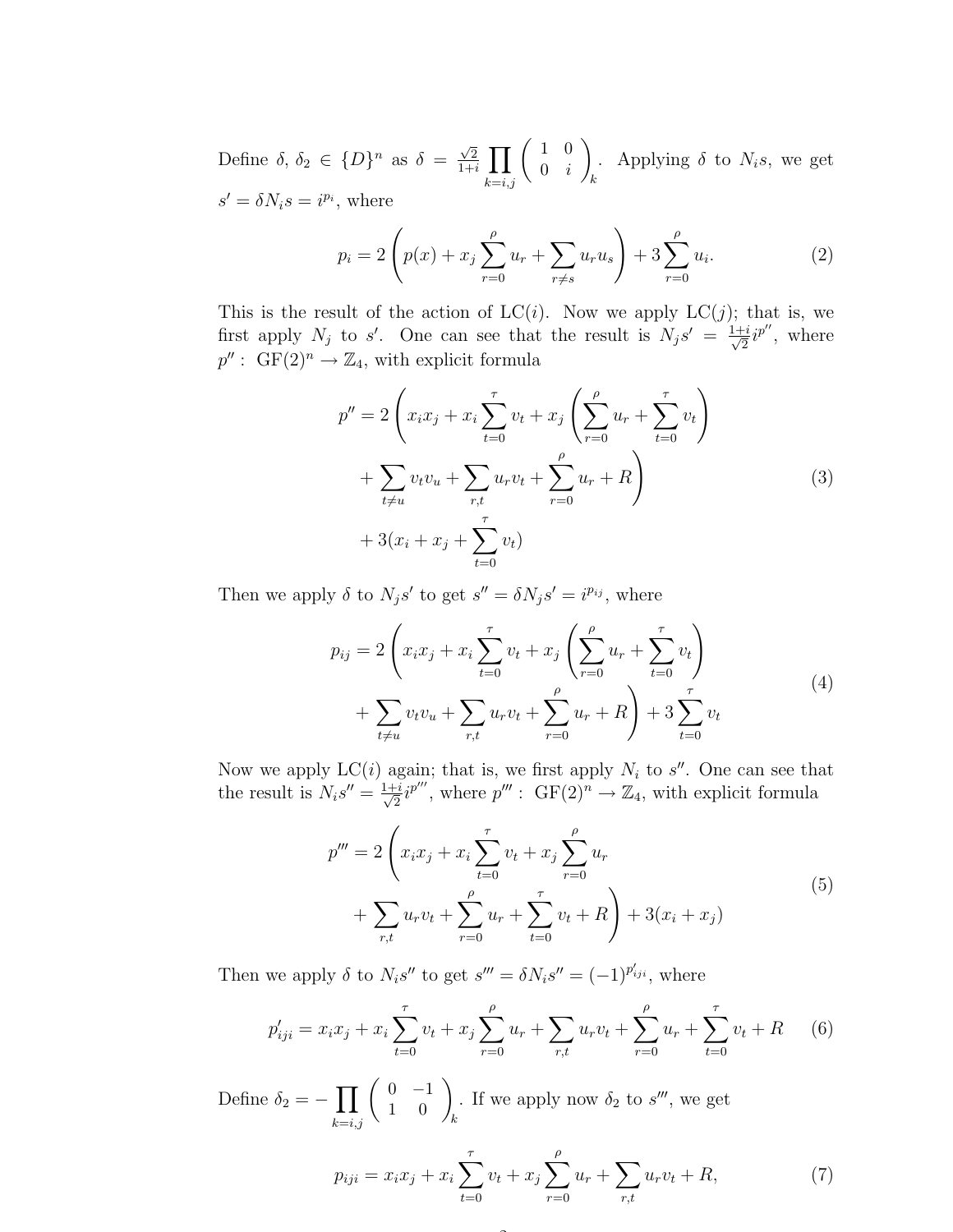Define $\delta, \delta_2 \in \{D\}^n$ as $\delta = \frac{\sqrt{2}}{1+i} \prod_{k=i,j} \begin{pmatrix} 1 & 0 \\ 0 & i \end{pmatrix}_k$. Applying $\delta$ to $N_i s$, we get $s' = \delta N_i s = i^{p_i}$, where

$$p_i = 2\left(p(x) + x_j \sum_{r=0}^{\rho} u_r + \sum_{r \neq s} u_r u_s\right) + 3\sum_{r=0}^{\rho} u_i. \tag{2}$$

This is the result of the action of LC($i$). Now we apply LC($j$); that is, we first apply $N_j$ to $s'$. One can see that the result is $N_j s' = \frac{1+i}{\sqrt{2}} i^{p''}$, where $p'' : \text{GF}(2)^n \to \mathbb{Z}_4$, with explicit formula

$$\begin{aligned} p'' = 2\Bigg(& x_i x_j + x_i \sum_{t=0}^{\tau} v_t + x_j \left(\sum_{r=0}^{\rho} u_r + \sum_{t=0}^{\tau} v_t\right) \\ &+ \sum_{t \neq u} v_t v_u + \sum_{r,t} u_r v_t + \sum_{r=0}^{\rho} u_r + R\Bigg) \\ &+ 3(x_i + x_j + \sum_{t=0}^{\tau} v_t) \end{aligned} \tag{3}$$

Then we apply $\delta$ to $N_j s'$ to get $s'' = \delta N_j s' = i^{p_{ij}}$, where

$$\begin{aligned} p_{ij} = 2\Bigg(& x_i x_j + x_i \sum_{t=0}^{\tau} v_t + x_j \left(\sum_{r=0}^{\rho} u_r + \sum_{t=0}^{\tau} v_t\right) \\ &+ \sum_{t \neq u} v_t v_u + \sum_{r,t} u_r v_t + \sum_{r=0}^{\rho} u_r + R\Bigg) + 3\sum_{t=0}^{\tau} v_t \end{aligned} \tag{4}$$

Now we apply LC($i$) again; that is, we first apply $N_i$ to $s''$. One can see that the result is $N_i s'' = \frac{1+i}{\sqrt{2}} i^{p'''}$, where $p''' : \text{GF}(2)^n \to \mathbb{Z}_4$, with explicit formula

$$\begin{aligned} p''' = 2\Bigg(& x_i x_j + x_i \sum_{t=0}^{\tau} v_t + x_j \sum_{r=0}^{\rho} u_r \\ &+ \sum_{r,t} u_r v_t + \sum_{r=0}^{\rho} u_r + \sum_{t=0}^{\tau} v_t + R\Bigg) + 3(x_i + x_j) \end{aligned} \tag{5}$$

Then we apply $\delta$ to $N_i s''$ to get $s''' = \delta N_i s'' = (-1)^{p'_{iji}}$, where

$$p'_{iji} = x_i x_j + x_i \sum_{t=0}^{\tau} v_t + x_j \sum_{r=0}^{\rho} u_r + \sum_{r,t} u_r v_t + \sum_{r=0}^{\rho} u_r + \sum_{t=0}^{\tau} v_t + R \tag{6}$$

Define $\delta_2 = -\prod_{k=i,j} \begin{pmatrix} 0 & -1 \\ 1 & 0 \end{pmatrix}_k$. If we apply now $\delta_2$ to $s'''$, we get

$$p_{iji} = x_i x_j + x_i \sum_{t=0}^{\tau} v_t + x_j \sum_{r=0}^{\rho} u_r + \sum_{r,t} u_r v_t + R, \tag{7}$$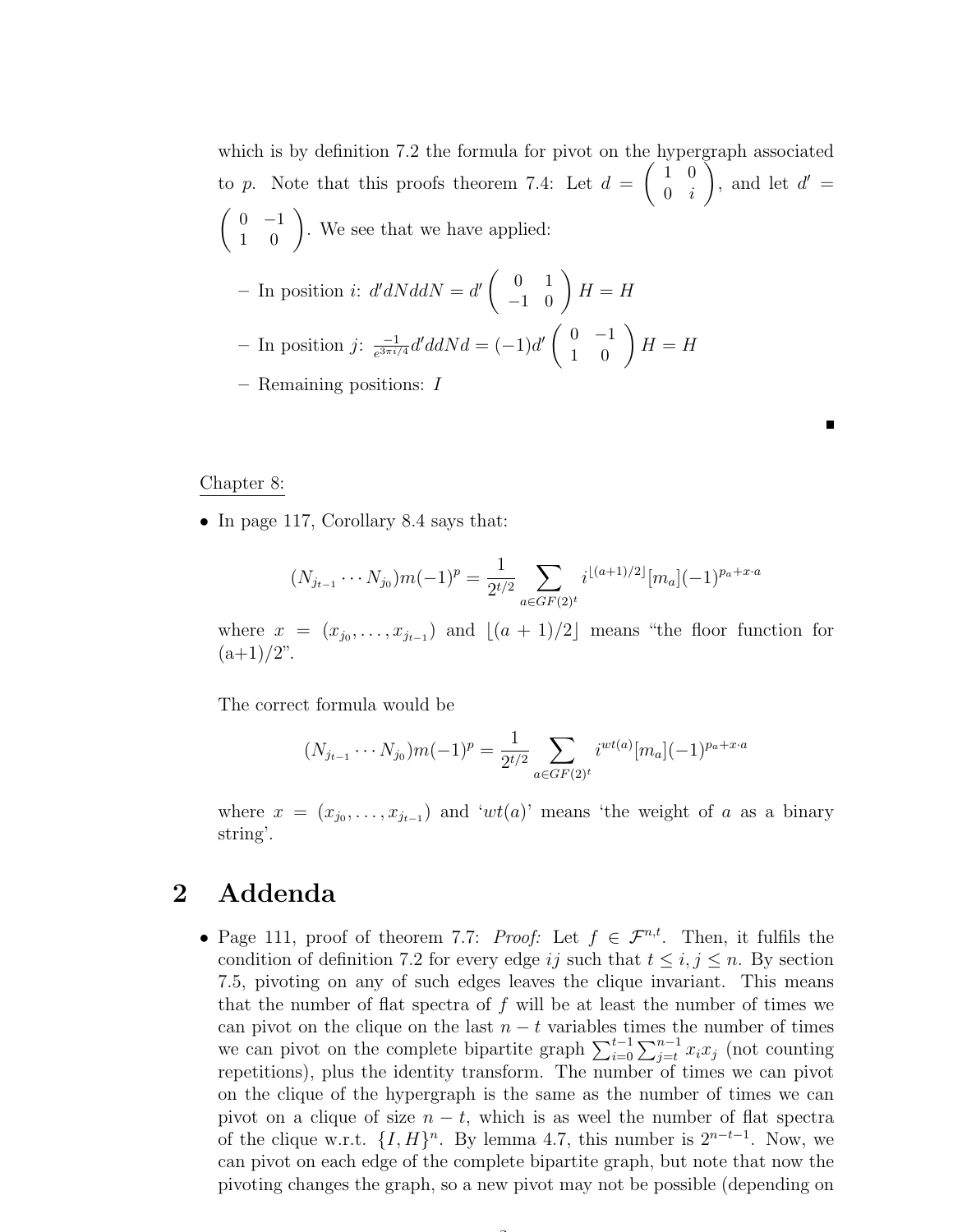which is by definition 7.2 the formula for pivot on the hypergraph associated to $p$. Note that this proofs theorem 7.4: Let $d = \begin{pmatrix} 1 & 0 \\ 0 & i \end{pmatrix}$, and let $d' = \begin{pmatrix} 0 & -1 \\ 1 & 0 \end{pmatrix}$. We see that we have applied:

- In position $i$: $d'dNddN = d' \begin{pmatrix} 0 & 1 \\ -1 & 0 \end{pmatrix} H = H$
- In position $j$: $\frac{-1}{e^{3\pi i/4}} d'ddNd = (-1)d' \begin{pmatrix} 0 & -1 \\ 1 & 0 \end{pmatrix} H = H$
- Remaining positions: $I$

■

Chapter 8:

- In page 117, Corollary 8.4 says that:

$$(N_{j_{t-1}} \cdots N_{j_0}) m(-1)^p = \frac{1}{2^{t/2}} \sum_{a \in GF(2)^t} i^{\lfloor (a+1)/2 \rfloor} [m_a] (-1)^{p_a + x \cdot a}$$

where $x = (x_{j_0}, \ldots, x_{j_{t-1}})$ and $\lfloor (a+1)/2 \rfloor$ means "the floor function for (a+1)/2".

The correct formula would be

$$(N_{j_{t-1}} \cdots N_{j_0}) m(-1)^p = \frac{1}{2^{t/2}} \sum_{a \in GF(2)^t} i^{wt(a)} [m_a] (-1)^{p_a + x \cdot a}$$

where $x = (x_{j_0}, \ldots, x_{j_{t-1}})$ and '$wt(a)$' means 'the weight of $a$ as a binary string'.

## 2 Addenda

- Page 111, proof of theorem 7.7: *Proof:* Let $f \in \mathcal{F}^{n,t}$. Then, it fulfils the condition of definition 7.2 for every edge $ij$ such that $t \leq i, j \leq n$. By section 7.5, pivoting on any of such edges leaves the clique invariant. This means that the number of flat spectra of $f$ will be at least the number of times we can pivot on the clique on the last $n - t$ variables times the number of times we can pivot on the complete bipartite graph $\sum_{i=0}^{t-1} \sum_{j=t}^{n-1} x_i x_j$ (not counting repetitions), plus the identity transform. The number of times we can pivot on the clique of the hypergraph is the same as the number of times we can pivot on a clique of size $n - t$, which is as weel the number of flat spectra of the clique w.r.t. $\{I, H\}^n$. By lemma 4.7, this number is $2^{n-t-1}$. Now, we can pivot on each edge of the complete bipartite graph, but note that now the pivoting changes the graph, so a new pivot may not be possible (depending on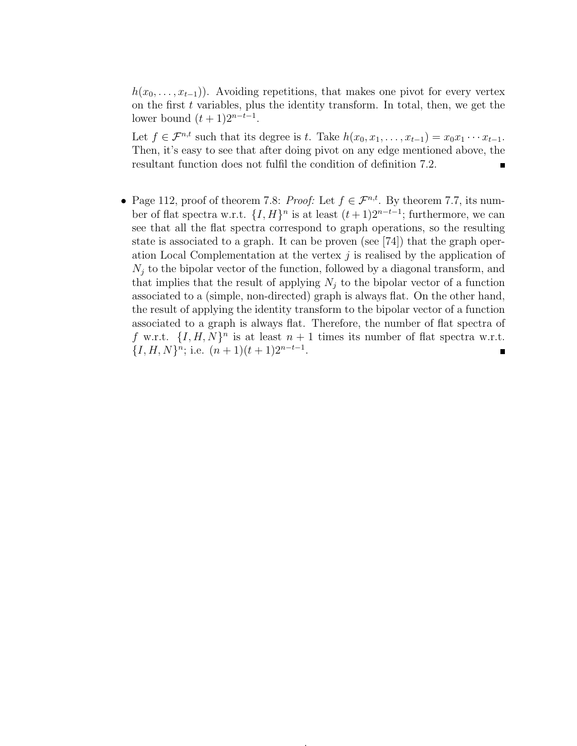$h(x_0, \ldots, x_{t-1})$). Avoiding repetitions, that makes one pivot for every vertex on the first $t$ variables, plus the identity transform. In total, then, we get the lower bound $(t+1)2^{n-t-1}$.

Let $f \in \mathcal{F}^{n,t}$ such that its degree is $t$. Take $h(x_0, x_1, \ldots, x_{t-1}) = x_0 x_1 \cdots x_{t-1}$. Then, it's easy to see that after doing pivot on any edge mentioned above, the resultant function does not fulfil the condition of definition 7.2. ∎

- Page 112, proof of theorem 7.8: *Proof:* Let $f \in \mathcal{F}^{n,t}$. By theorem 7.7, its number of flat spectra w.r.t. $\{I, H\}^n$ is at least $(t+1)2^{n-t-1}$; furthermore, we can see that all the flat spectra correspond to graph operations, so the resulting state is associated to a graph. It can be proven (see [74]) that the graph operation Local Complementation at the vertex $j$ is realised by the application of $N_j$ to the bipolar vector of the function, followed by a diagonal transform, and that implies that the result of applying $N_j$ to the bipolar vector of a function associated to a (simple, non-directed) graph is always flat. On the other hand, the result of applying the identity transform to the bipolar vector of a function associated to a graph is always flat. Therefore, the number of flat spectra of $f$ w.r.t. $\{I, H, N\}^n$ is at least $n+1$ times its number of flat spectra w.r.t. $\{I, H, N\}^n$; i.e. $(n+1)(t+1)2^{n-t-1}$. ∎